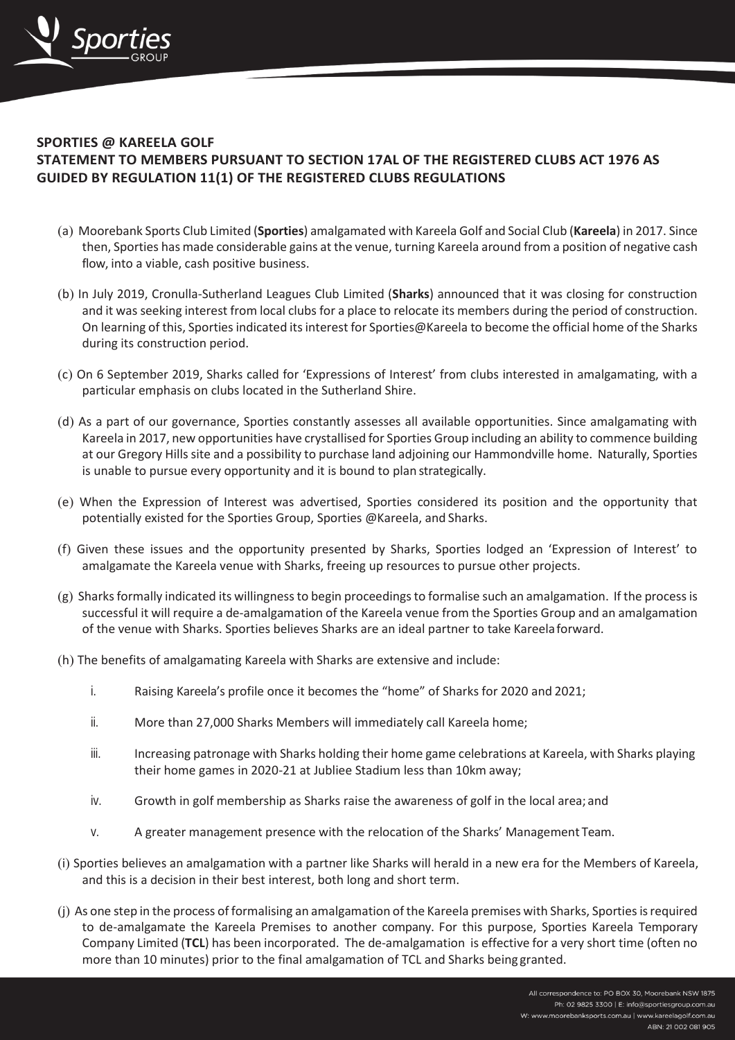## SPORTIES @ KAREELA GOLF

## STATEMENT TO MEMBERS PURSUANT TO SECTION 17AL OF THE REGISTERED CLUBS ACT 1976 AS GUIDED BY REGULATION 11(1) OF THE REGISTERED CLUBS REGULATIONS

(a) Moorebank Sports Club Limited (**Sporties**) amalgamated with Kareela Golf and Social Club (**Kareela**) in 2017. Since then, Sporties has made considerable gains at the venue, turning Kareela around from a position of negative cash flow, into a viable, cash positive business.

(b) In July 2019, Cronulla-Sutherland Leagues Club Limited (**Sharks**) announced that it was closing for construction and it was seeking interest from local clubs for a place to relocate its members during the period of construction. On learning of this, Sporties indicated its interest for Sporties@Kareela to become the official home of the Sharks during its construction period.

(c) On 6 September 2019, Sharks called for 'Expressions of Interest' from clubs interested in amalgamating, with a particular emphasis on clubs located in the Sutherland Shire.

(d) As a part of our governance, Sporties constantly assesses all available opportunities. Since amalgamating with Kareela in 2017, new opportunities have crystallised for Sporties Group including an ability to commence building at our Gregory Hills site and a possibility to purchase land adjoining our Hammondville home. Naturally, Sporties is unable to pursue every opportunity and it is bound to plan strategically.

(e) When the Expression of Interest was advertised, Sporties considered its position and the opportunity that potentially existed for the Sporties Group, Sporties @Kareela, and Sharks.

(f) Given these issues and the opportunity presented by Sharks, Sporties lodged an 'Expression of Interest' to amalgamate the Kareela venue with Sharks, freeing up resources to pursue other projects.

(g) Sharks formally indicated its willingness to begin proceedings to formalise such an amalgamation. If the process is successful it will require a de-amalgamation of the Kareela venue from the Sporties Group and an amalgamation of the venue with Sharks. Sporties believes Sharks are an ideal partner to take Kareela forward.

(h) The benefits of amalgamating Kareela with Sharks are extensive and include:

i. Raising Kareela's profile once it becomes the "home" of Sharks for 2020 and 2021;

ii. More than 27,000 Sharks Members will immediately call Kareela home;

iii. Increasing patronage with Sharks holding their home game celebrations at Kareela, with Sharks playing their home games in 2020-21 at Jubliee Stadium less than 10km away;

iv. Growth in golf membership as Sharks raise the awareness of golf in the local area; and

v. A greater management presence with the relocation of the Sharks' Management Team.

(i) Sporties believes an amalgamation with a partner like Sharks will herald in a new era for the Members of Kareela, and this is a decision in their best interest, both long and short term.

(j) As one step in the process of formalising an amalgamation of the Kareela premises with Sharks, Sporties is required to de-amalgamate the Kareela Premises to another company. For this purpose, Sporties Kareela Temporary Company Limited (**TCL**) has been incorporated. The de-amalgamation is effective for a very short time (often no more than 10 minutes) prior to the final amalgamation of TCL and Sharks being granted.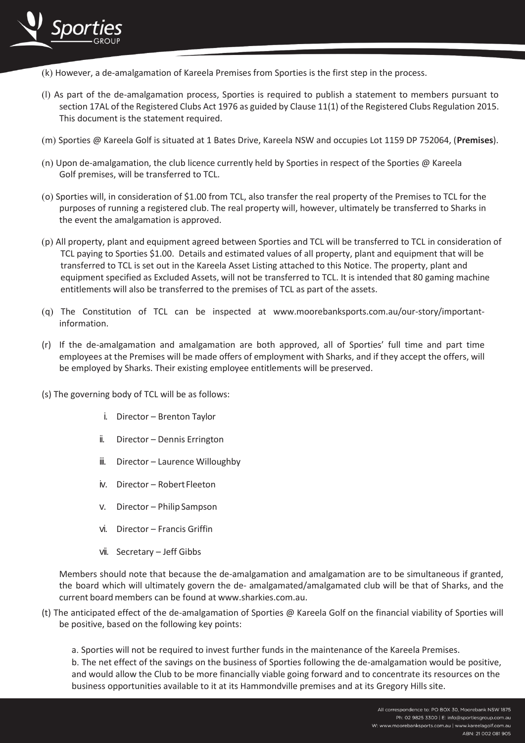(k) However, a de-amalgamation of Kareela Premises from Sporties is the first step in the process.

(l) As part of the de-amalgamation process, Sporties is required to publish a statement to members pursuant to section 17AL of the Registered Clubs Act 1976 as guided by Clause 11(1) of the Registered Clubs Regulation 2015. This document is the statement required.

(m) Sporties @ Kareela Golf is situated at 1 Bates Drive, Kareela NSW and occupies Lot 1159 DP 752064, (**Premises**).

(n) Upon de-amalgamation, the club licence currently held by Sporties in respect of the Sporties @ Kareela Golf premises, will be transferred to TCL.

(o) Sporties will, in consideration of $1.00 from TCL, also transfer the real property of the Premises to TCL for the purposes of running a registered club. The real property will, however, ultimately be transferred to Sharks in the event the amalgamation is approved.

(p) All property, plant and equipment agreed between Sporties and TCL will be transferred to TCL in consideration of TCL paying to Sporties $1.00. Details and estimated values of all property, plant and equipment that will be transferred to TCL is set out in the Kareela Asset Listing attached to this Notice. The property, plant and equipment specified as Excluded Assets, will not be transferred to TCL. It is intended that 80 gaming machine entitlements will also be transferred to the premises of TCL as part of the assets.

(q) The Constitution of TCL can be inspected at www.moorebanksports.com.au/our-story/important-information.

(r) If the de-amalgamation and amalgamation are both approved, all of Sporties' full time and part time employees at the Premises will be made offers of employment with Sharks, and if they accept the offers, will be employed by Sharks. Their existing employee entitlements will be preserved.

(s) The governing body of TCL will be as follows:

i. Director – Brenton Taylor
ii. Director – Dennis Errington
iii. Director – Laurence Willoughby
iv. Director – Robert Fleeton
v. Director – Philip Sampson
vi. Director – Francis Griffin
vii. Secretary – Jeff Gibbs

Members should note that because the de-amalgamation and amalgamation are to be simultaneous if granted, the board which will ultimately govern the de- amalgamated/amalgamated club will be that of Sharks, and the current board members can be found at www.sharkies.com.au.

(t) The anticipated effect of the de-amalgamation of Sporties @ Kareela Golf on the financial viability of Sporties will be positive, based on the following key points:

a. Sporties will not be required to invest further funds in the maintenance of the Kareela Premises.
b. The net effect of the savings on the business of Sporties following the de-amalgamation would be positive, and would allow the Club to be more financially viable going forward and to concentrate its resources on the business opportunities available to it at its Hammondville premises and at its Gregory Hills site.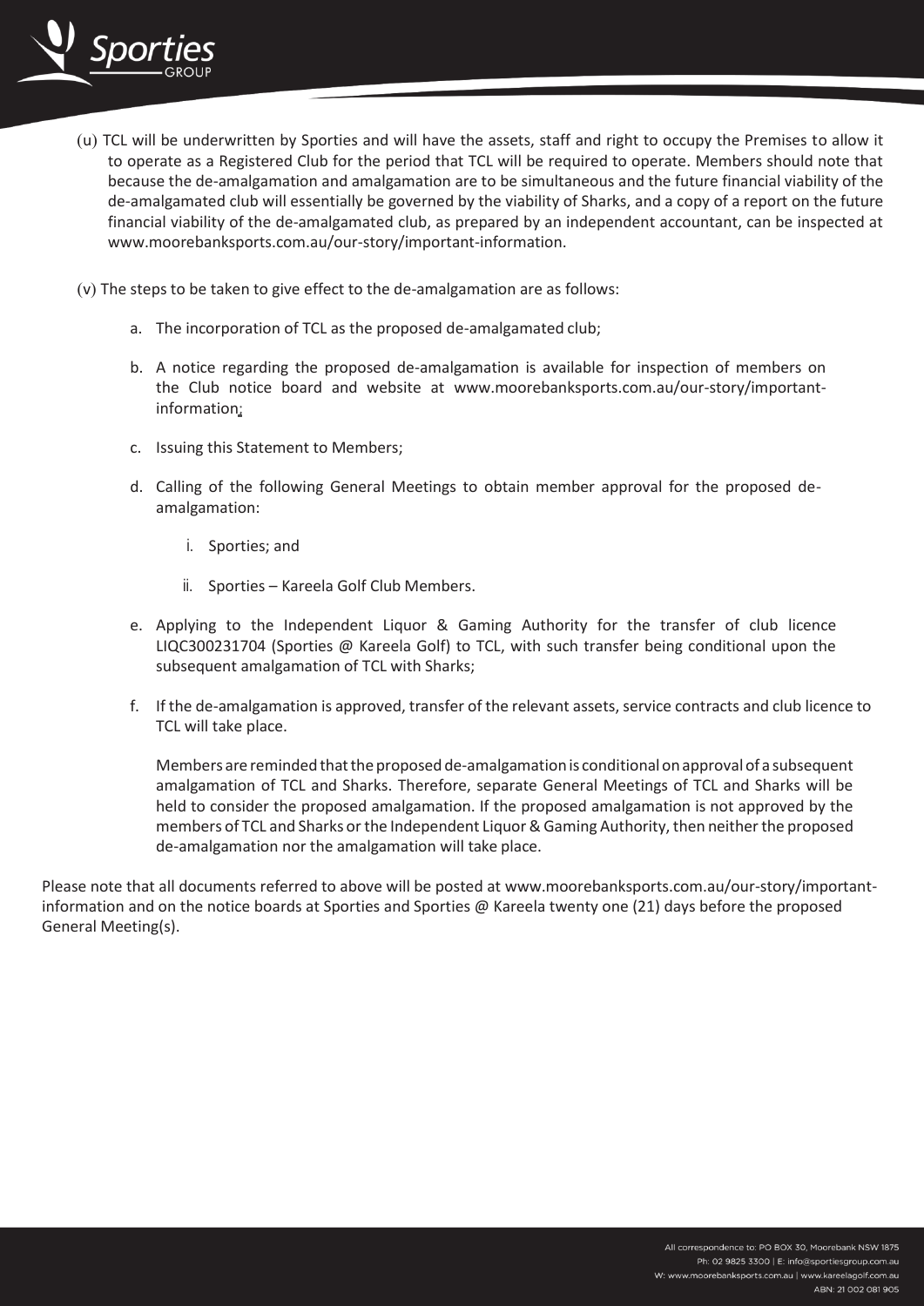(u) TCL will be underwritten by Sporties and will have the assets, staff and right to occupy the Premises to allow it to operate as a Registered Club for the period that TCL will be required to operate. Members should note that because the de-amalgamation and amalgamation are to be simultaneous and the future financial viability of the de-amalgamated club will essentially be governed by the viability of Sharks, and a copy of a report on the future financial viability of the de-amalgamated club, as prepared by an independent accountant, can be inspected at www.moorebanksports.com.au/our-story/important-information.

(v) The steps to be taken to give effect to the de-amalgamation are as follows:

a. The incorporation of TCL as the proposed de-amalgamated club;

b. A notice regarding the proposed de-amalgamation is available for inspection of members on the Club notice board and website at www.moorebanksports.com.au/our-story/important-information;

c. Issuing this Statement to Members;

d. Calling of the following General Meetings to obtain member approval for the proposed de-amalgamation:

   i. Sporties; and

   ii. Sporties – Kareela Golf Club Members.

e. Applying to the Independent Liquor & Gaming Authority for the transfer of club licence LIQC300231704 (Sporties @ Kareela Golf) to TCL, with such transfer being conditional upon the subsequent amalgamation of TCL with Sharks;

f. If the de-amalgamation is approved, transfer of the relevant assets, service contracts and club licence to TCL will take place.

   Members are reminded that the proposed de-amalgamation is conditional on approval of a subsequent amalgamation of TCL and Sharks. Therefore, separate General Meetings of TCL and Sharks will be held to consider the proposed amalgamation. If the proposed amalgamation is not approved by the members of TCL and Sharks or the Independent Liquor & Gaming Authority, then neither the proposed de-amalgamation nor the amalgamation will take place.

Please note that all documents referred to above will be posted at www.moorebanksports.com.au/our-story/important-information and on the notice boards at Sporties and Sporties @ Kareela twenty one (21) days before the proposed General Meeting(s).